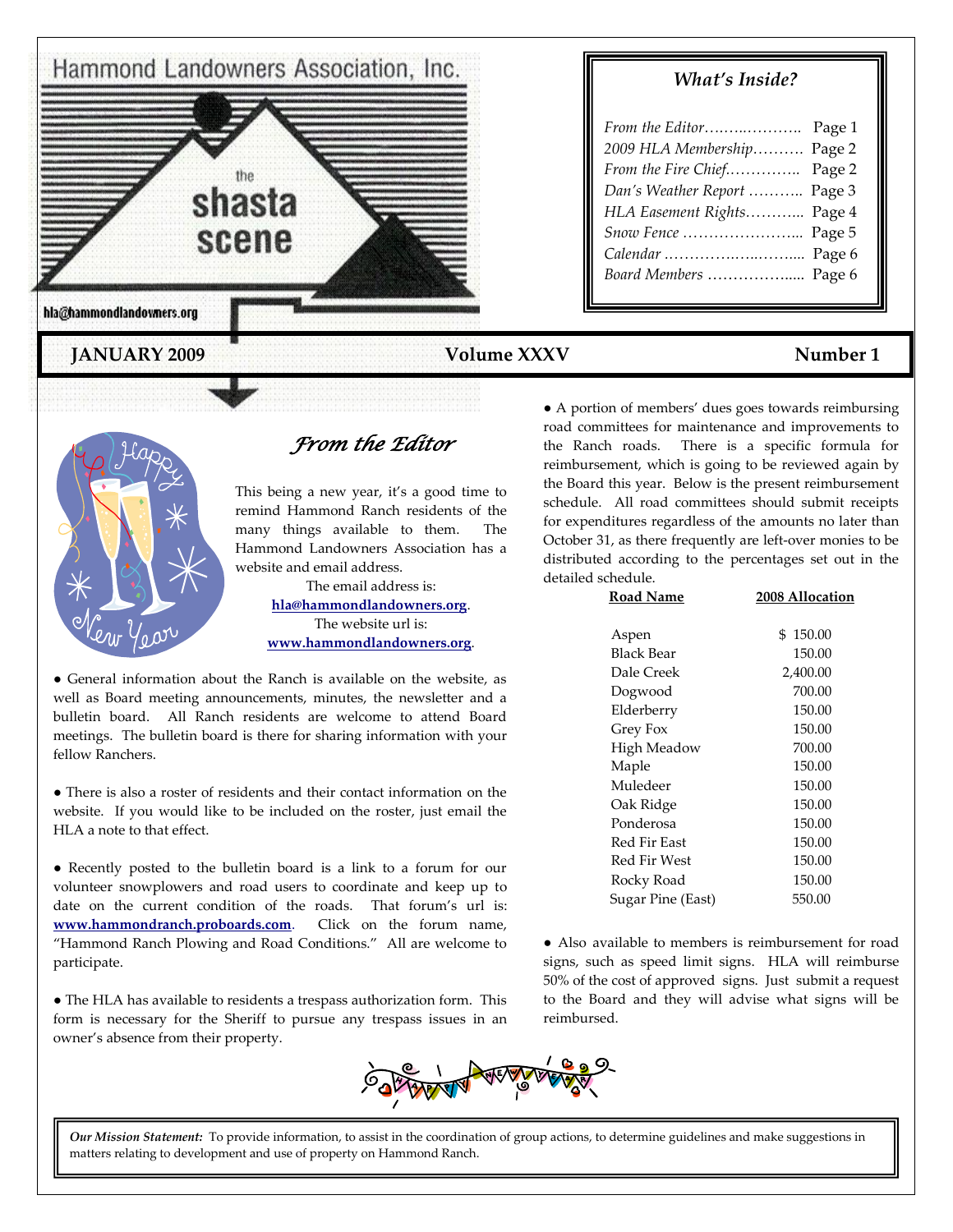# Hammond Landowners Association, Inc.

## the shasta scene

hla@hammondlandowners.org

### What's Inside?

| | |
|---|---|
| *From the Editor* | Page 1 |
| *2009 HLA Membership* | Page 2 |
| *From the Fire Chief* | Page 2 |
| *Dan's Weather Report* | Page 3 |
| *HLA Easement Rights* | Page 4 |
| *Snow Fence* | Page 5 |
| *Calendar* | Page 6 |
| *Board Members* | Page 6 |

**JANUARY 2009** **Volume XXXV** **Number 1**

## *From the Editor*

This being a new year, it's a good time to remind Hammond Ranch residents of the many things available to them. The Hammond Landowners Association has a website and email address.

The email address is: **hla@hammondlandowners.org**.
The website url is: **www.hammondlandowners.org**.

● General information about the Ranch is available on the website, as well as Board meeting announcements, minutes, the newsletter and a bulletin board. All Ranch residents are welcome to attend Board meetings. The bulletin board is there for sharing information with your fellow Ranchers.

● There is also a roster of residents and their contact information on the website. If you would like to be included on the roster, just email the HLA a note to that effect.

● Recently posted to the bulletin board is a link to a forum for our volunteer snowplowers and road users to coordinate and keep up to date on the current condition of the roads. That forum's url is: **www.hammondranch.proboards.com**. Click on the forum name, "Hammond Ranch Plowing and Road Conditions." All are welcome to participate.

● The HLA has available to residents a trespass authorization form. This form is necessary for the Sheriff to pursue any trespass issues in an owner's absence from their property.

● A portion of members' dues goes towards reimbursing road committees for maintenance and improvements to the Ranch roads. There is a specific formula for reimbursement, which is going to be reviewed again by the Board this year. Below is the present reimbursement schedule. All road committees should submit receipts for expenditures regardless of the amounts no later than October 31, as there frequently are left-over monies to be distributed according to the percentages set out in the detailed schedule.

| Road Name | 2008 Allocation |
|---|---|
| Aspen | $ 150.00 |
| Black Bear | 150.00 |
| Dale Creek | 2,400.00 |
| Dogwood | 700.00 |
| Elderberry | 150.00 |
| Grey Fox | 150.00 |
| High Meadow | 700.00 |
| Maple | 150.00 |
| Muledeer | 150.00 |
| Oak Ridge | 150.00 |
| Ponderosa | 150.00 |
| Red Fir East | 150.00 |
| Red Fir West | 150.00 |
| Rocky Road | 150.00 |
| Sugar Pine (East) | 550.00 |

● Also available to members is reimbursement for road signs, such as speed limit signs. HLA will reimburse 50% of the cost of approved signs. Just submit a request to the Board and they will advise what signs will be reimbursed.

***Our Mission Statement:*** To provide information, to assist in the coordination of group actions, to determine guidelines and make suggestions in matters relating to development and use of property on Hammond Ranch.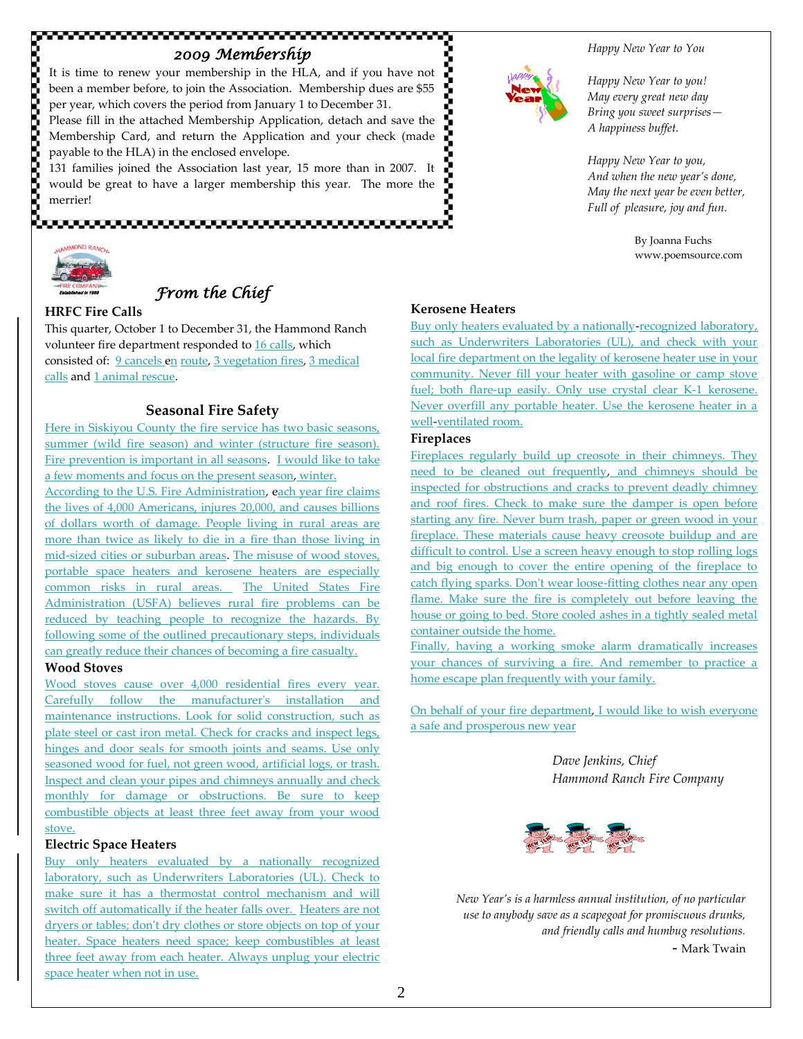## *2009 Membership*

It is time to renew your membership in the HLA, and if you have not been a member before, to join the Association. Membership dues are $55 per year, which covers the period from January 1 to December 31.

Please fill in the attached Membership Application, detach and save the Membership Card, and return the Application and your check (made payable to the HLA) in the enclosed envelope.

131 families joined the Association last year, 15 more than in 2007. It would be great to have a larger membership this year. The more the merrier!

*Happy New Year to You*

*Happy New Year to you!*
*May every great new day*
*Bring you sweet surprises—*
*A happiness buffet.*

*Happy New Year to you,*
*And when the new year's done,*
*May the next year be even better,*
*Full of pleasure, joy and fun.*

By Joanna Fuchs
www.poemsource.com

## *From the Chief*

### HRFC Fire Calls

This quarter, October 1 to December 31, the Hammond Ranch volunteer fire department responded to 16 calls, which consisted of: 9 cancels en route, 3 vegetation fires, 3 medical calls and 1 animal rescue.

### Seasonal Fire Safety

Here in Siskiyou County the fire service has two basic seasons, summer (wild fire season) and winter (structure fire season). Fire prevention is important in all seasons. I would like to take a few moments and focus on the present season, winter.

According to the U.S. Fire Administration, each year fire claims the lives of 4,000 Americans, injures 20,000, and causes billions of dollars worth of damage. People living in rural areas are more than twice as likely to die in a fire than those living in mid-sized cities or suburban areas. The misuse of wood stoves, portable space heaters and kerosene heaters are especially common risks in rural areas. The United States Fire Administration (USFA) believes rural fire problems can be reduced by teaching people to recognize the hazards. By following some of the outlined precautionary steps, individuals can greatly reduce their chances of becoming a fire casualty.

### Wood Stoves

Wood stoves cause over 4,000 residential fires every year. Carefully follow the manufacturer's installation and maintenance instructions. Look for solid construction, such as plate steel or cast iron metal. Check for cracks and inspect legs, hinges and door seals for smooth joints and seams. Use only seasoned wood for fuel, not green wood, artificial logs, or trash. Inspect and clean your pipes and chimneys annually and check monthly for damage or obstructions. Be sure to keep combustible objects at least three feet away from your wood stove.

### Electric Space Heaters

Buy only heaters evaluated by a nationally recognized laboratory, such as Underwriters Laboratories (UL). Check to make sure it has a thermostat control mechanism and will switch off automatically if the heater falls over. Heaters are not dryers or tables; don't dry clothes or store objects on top of your heater. Space heaters need space; keep combustibles at least three feet away from each heater. Always unplug your electric space heater when not in use.

### Kerosene Heaters

Buy only heaters evaluated by a nationally-recognized laboratory, such as Underwriters Laboratories (UL), and check with your local fire department on the legality of kerosene heater use in your community. Never fill your heater with gasoline or camp stove fuel; both flare-up easily. Only use crystal clear K-1 kerosene. Never overfill any portable heater. Use the kerosene heater in a well-ventilated room.

### Fireplaces

Fireplaces regularly build up creosote in their chimneys. They need to be cleaned out frequently, and chimneys should be inspected for obstructions and cracks to prevent deadly chimney and roof fires. Check to make sure the damper is open before starting any fire. Never burn trash, paper or green wood in your fireplace. These materials cause heavy creosote buildup and are difficult to control. Use a screen heavy enough to stop rolling logs and big enough to cover the entire opening of the fireplace to catch flying sparks. Don't wear loose-fitting clothes near any open flame. Make sure the fire is completely out before leaving the house or going to bed. Store cooled ashes in a tightly sealed metal container outside the home.

Finally, having a working smoke alarm dramatically increases your chances of surviving a fire. And remember to practice a home escape plan frequently with your family.

On behalf of your fire department, I would like to wish everyone a safe and prosperous new year

*Dave Jenkins, Chief*
*Hammond Ranch Fire Company*

*New Year's is a harmless annual institution, of no particular use to anybody save as a scapegoat for promiscuous drunks, and friendly calls and humbug resolutions.*

- Mark Twain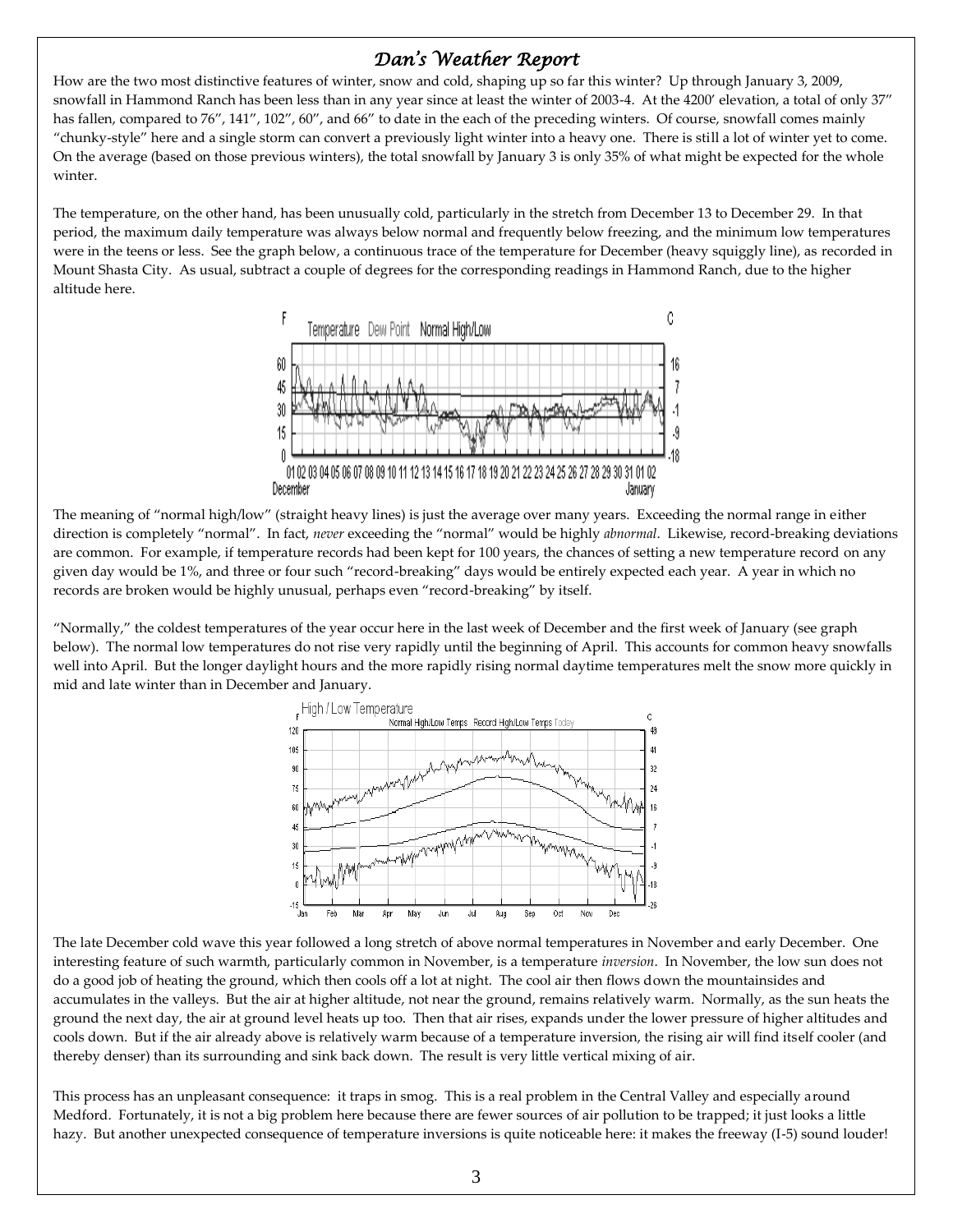## *Dan's Weather Report*

How are the two most distinctive features of winter, snow and cold, shaping up so far this winter? Up through January 3, 2009, snowfall in Hammond Ranch has been less than in any year since at least the winter of 2003-4. At the 4200' elevation, a total of only 37" has fallen, compared to 76", 141", 102", 60", and 66" to date in the each of the preceding winters. Of course, snowfall comes mainly "chunky-style" here and a single storm can convert a previously light winter into a heavy one. There is still a lot of winter yet to come. On the average (based on those previous winters), the total snowfall by January 3 is only 35% of what might be expected for the whole winter.

The temperature, on the other hand, has been unusually cold, particularly in the stretch from December 13 to December 29. In that period, the maximum daily temperature was always below normal and frequently below freezing, and the minimum low temperatures were in the teens or less. See the graph below, a continuous trace of the temperature for December (heavy squiggly line), as recorded in Mount Shasta City. As usual, subtract a couple of degrees for the corresponding readings in Hammond Ranch, due to the higher altitude here.

The meaning of "normal high/low" (straight heavy lines) is just the average over many years. Exceeding the normal range in either direction is completely "normal". In fact, *never* exceeding the "normal" would be highly *abnormal*. Likewise, record-breaking deviations are common. For example, if temperature records had been kept for 100 years, the chances of setting a new temperature record on any given day would be 1%, and three or four such "record-breaking" days would be entirely expected each year. A year in which no records are broken would be highly unusual, perhaps even "record-breaking" by itself.

"Normally," the coldest temperatures of the year occur here in the last week of December and the first week of January (see graph below). The normal low temperatures do not rise very rapidly until the beginning of April. This accounts for common heavy snowfalls well into April. But the longer daylight hours and the more rapidly rising normal daytime temperatures melt the snow more quickly in mid and late winter than in December and January.

The late December cold wave this year followed a long stretch of above normal temperatures in November and early December. One interesting feature of such warmth, particularly common in November, is a temperature *inversion*. In November, the low sun does not do a good job of heating the ground, which then cools off a lot at night. The cool air then flows down the mountainsides and accumulates in the valleys. But the air at higher altitude, not near the ground, remains relatively warm. Normally, as the sun heats the ground the next day, the air at ground level heats up too. Then that air rises, expands under the lower pressure of higher altitudes and cools down. But if the air already above is relatively warm because of a temperature inversion, the rising air will find itself cooler (and thereby denser) than its surrounding and sink back down. The result is very little vertical mixing of air.

This process has an unpleasant consequence: it traps in smog. This is a real problem in the Central Valley and especially around Medford. Fortunately, it is not a big problem here because there are fewer sources of air pollution to be trapped; it just looks a little hazy. But another unexpected consequence of temperature inversions is quite noticeable here: it makes the freeway (I-5) sound louder!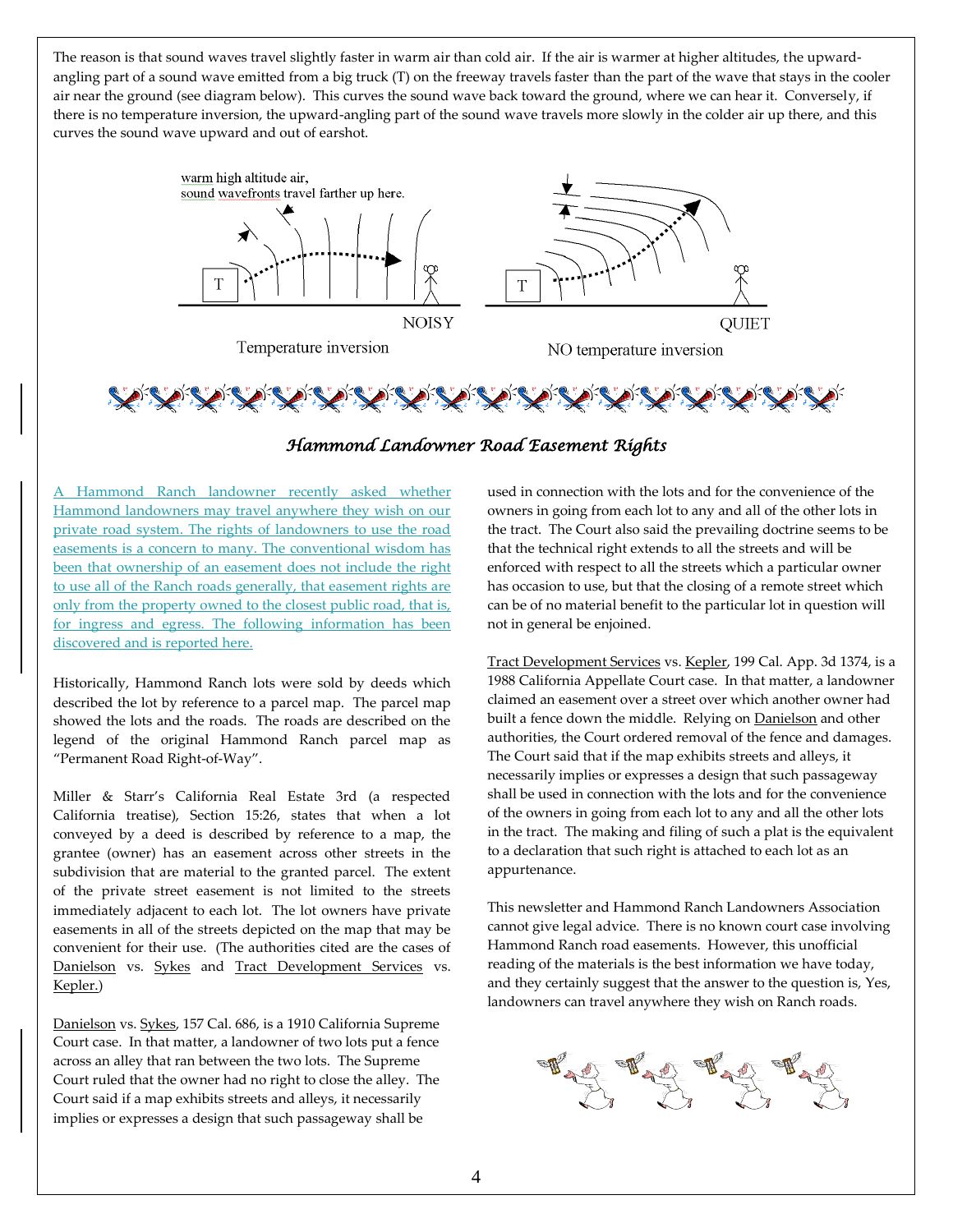The reason is that sound waves travel slightly faster in warm air than cold air. If the air is warmer at higher altitudes, the upward-angling part of a sound wave emitted from a big truck (T) on the freeway travels faster than the part of the wave that stays in the cooler air near the ground (see diagram below). This curves the sound wave back toward the ground, where we can hear it. Conversely, if there is no temperature inversion, the upward-angling part of the sound wave travels more slowly in the colder air up there, and this curves the sound wave upward and out of earshot.

warm high altitude air, sound wavefronts travel farther up here.

T — NOISY — Temperature inversion

T — QUIET — NO temperature inversion

## *Hammond Landowner Road Easement Rights*

A Hammond Ranch landowner recently asked whether Hammond landowners may travel anywhere they wish on our private road system. The rights of landowners to use the road easements is a concern to many. The conventional wisdom has been that ownership of an easement does not include the right to use all of the Ranch roads generally, that easement rights are only from the property owned to the closest public road, that is, for ingress and egress. The following information has been discovered and is reported here.

Historically, Hammond Ranch lots were sold by deeds which described the lot by reference to a parcel map. The parcel map showed the lots and the roads. The roads are described on the legend of the original Hammond Ranch parcel map as "Permanent Road Right-of-Way".

Miller & Starr's California Real Estate 3rd (a respected California treatise), Section 15:26, states that when a lot conveyed by a deed is described by reference to a map, the grantee (owner) has an easement across other streets in the subdivision that are material to the granted parcel. The extent of the private street easement is not limited to the streets immediately adjacent to each lot. The lot owners have private easements in all of the streets depicted on the map that may be convenient for their use. (The authorities cited are the cases of Danielson vs. Sykes and Tract Development Services vs. Kepler.)

Danielson vs. Sykes, 157 Cal. 686, is a 1910 California Supreme Court case. In that matter, a landowner of two lots put a fence across an alley that ran between the two lots. The Supreme Court ruled that the owner had no right to close the alley. The Court said if a map exhibits streets and alleys, it necessarily implies or expresses a design that such passageway shall be used in connection with the lots and for the convenience of the owners in going from each lot to any and all of the other lots in the tract. The Court also said the prevailing doctrine seems to be that the technical right extends to all the streets and will be enforced with respect to all the streets which a particular owner has occasion to use, but that the closing of a remote street which can be of no material benefit to the particular lot in question will not in general be enjoined.

Tract Development Services vs. Kepler, 199 Cal. App. 3d 1374, is a 1988 California Appellate Court case. In that matter, a landowner claimed an easement over a street over which another owner had built a fence down the middle. Relying on Danielson and other authorities, the Court ordered removal of the fence and damages. The Court said that if the map exhibits streets and alleys, it necessarily implies or expresses a design that such passageway shall be used in connection with the lots and for the convenience of the owners in going from each lot to any and all the other lots in the tract. The making and filing of such a plat is the equivalent to a declaration that such right is attached to each lot as an appurtenance.

This newsletter and Hammond Ranch Landowners Association cannot give legal advice. There is no known court case involving Hammond Ranch road easements. However, this unofficial reading of the materials is the best information we have today, and they certainly suggest that the answer to the question is, Yes, landowners can travel anywhere they wish on Ranch roads.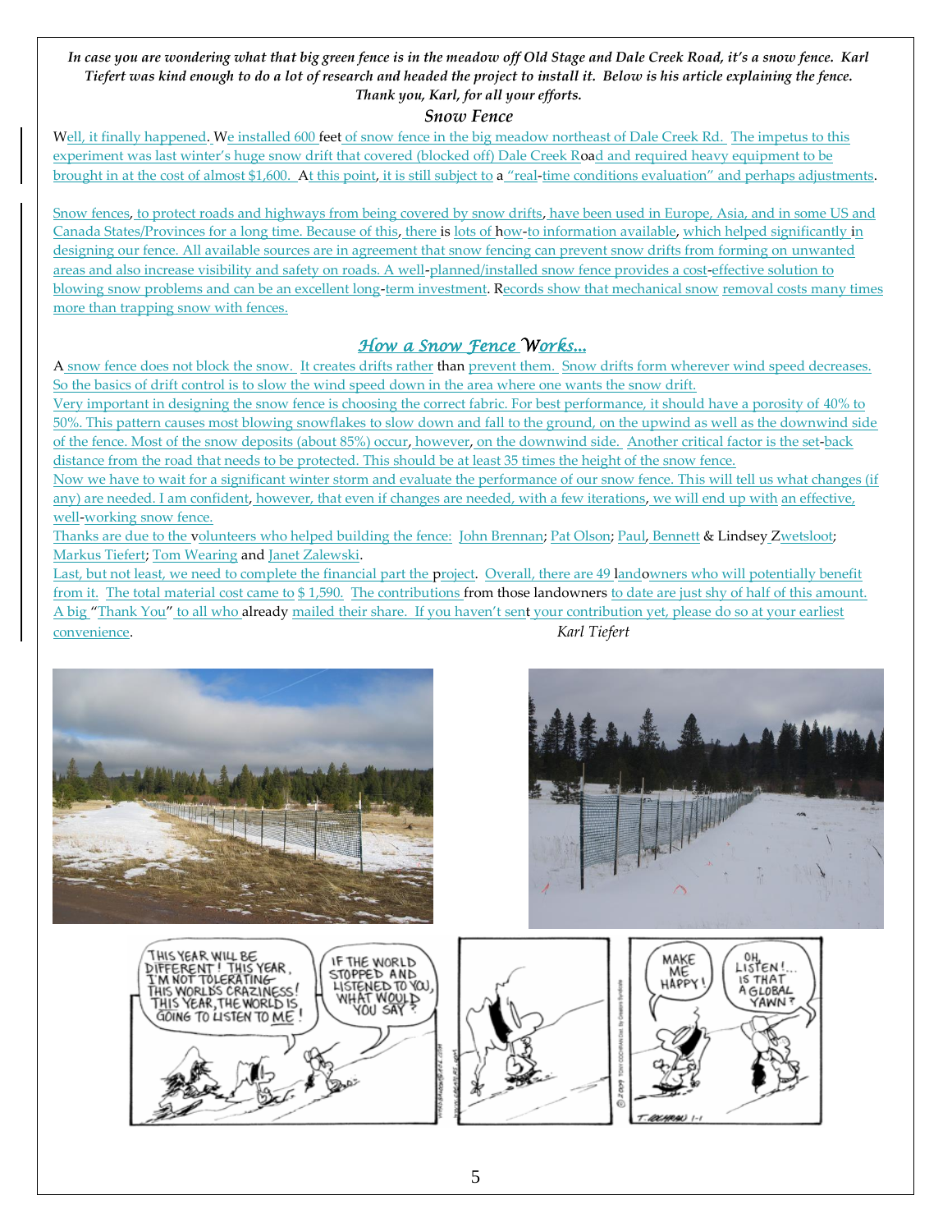***In case you are wondering what that big green fence is in the meadow off Old Stage and Dale Creek Road, it's a snow fence. Karl Tiefert was kind enough to do a lot of research and headed the project to install it. Below is his article explaining the fence. Thank you, Karl, for all your efforts.***

## *Snow Fence*

Well, it finally happened. We installed 600 feet of snow fence in the big meadow northeast of Dale Creek Rd. The impetus to this experiment was last winter's huge snow drift that covered (blocked off) Dale Creek Road and required heavy equipment to be brought in at the cost of almost $1,600. At this point, it is still subject to a "real-time conditions evaluation" and perhaps adjustments.

Snow fences, to protect roads and highways from being covered by snow drifts, have been used in Europe, Asia, and in some US and Canada States/Provinces for a long time. Because of this, there is lots of how-to information available, which helped significantly in designing our fence. All available sources are in agreement that snow fencing can prevent snow drifts from forming on unwanted areas and also increase visibility and safety on roads. A well-planned/installed snow fence provides a cost-effective solution to blowing snow problems and can be an excellent long-term investment. Records show that mechanical snow removal costs many times more than trapping snow with fences.

## *How a Snow Fence Works...*

A snow fence does not block the snow. It creates drifts rather than prevent them. Snow drifts form wherever wind speed decreases. So the basics of drift control is to slow the wind speed down in the area where one wants the snow drift.

Very important in designing the snow fence is choosing the correct fabric. For best performance, it should have a porosity of 40% to 50%. This pattern causes most blowing snowflakes to slow down and fall to the ground, on the upwind as well as the downwind side of the fence. Most of the snow deposits (about 85%) occur, however, on the downwind side. Another critical factor is the set-back distance from the road that needs to be protected. This should be at least 35 times the height of the snow fence.

Now we have to wait for a significant winter storm and evaluate the performance of our snow fence. This will tell us what changes (if any) are needed. I am confident, however, that even if changes are needed, with a few iterations, we will end up with an effective, well-working snow fence.

Thanks are due to the volunteers who helped building the fence: John Brennan; Pat Olson; Paul, Bennett & Lindsey Zwetsloot; Markus Tiefert; Tom Wearing and Janet Zalewski.

Last, but not least, we need to complete the financial part the project. Overall, there are 49 landowners who will potentially benefit from it. The total material cost came to $ 1,590. The contributions from those landowners to date are just shy of half of this amount. A big "Thank You" to all who already mailed their share. If you haven't sent your contribution yet, please do so at your earliest convenience.

*Karl Tiefert*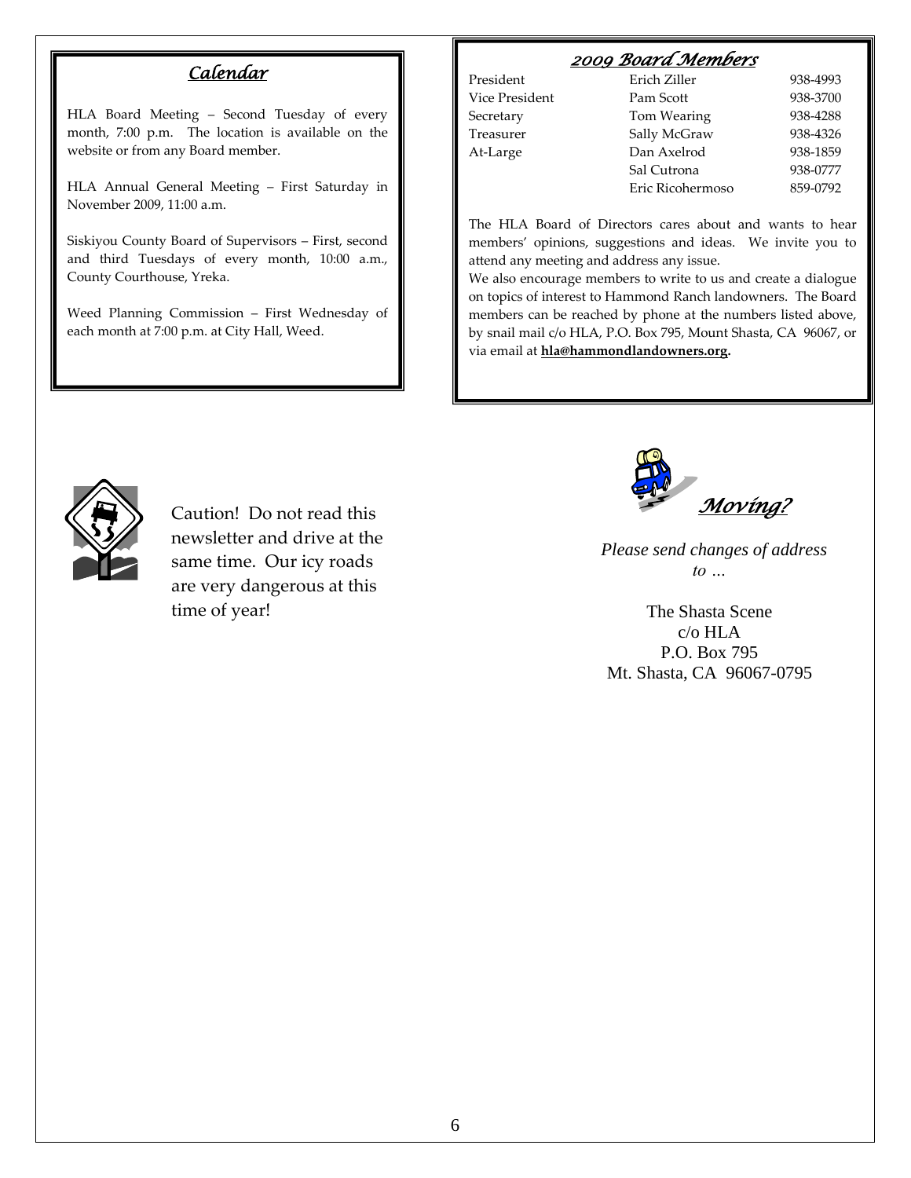## *Calendar*

HLA Board Meeting – Second Tuesday of every month, 7:00 p.m. The location is available on the website or from any Board member.

HLA Annual General Meeting – First Saturday in November 2009, 11:00 a.m.

Siskiyou County Board of Supervisors – First, second and third Tuesdays of every month, 10:00 a.m., County Courthouse, Yreka.

Weed Planning Commission – First Wednesday of each month at 7:00 p.m. at City Hall, Weed.

## *2009 Board Members*

| | | |
|---|---|---|
| President | Erich Ziller | 938-4993 |
| Vice President | Pam Scott | 938-3700 |
| Secretary | Tom Wearing | 938-4288 |
| Treasurer | Sally McGraw | 938-4326 |
| At-Large | Dan Axelrod | 938-1859 |
| | Sal Cutrona | 938-0777 |
| | Eric Ricohermoso | 859-0792 |

The HLA Board of Directors cares about and wants to hear members' opinions, suggestions and ideas. We invite you to attend any meeting and address any issue.

We also encourage members to write to us and create a dialogue on topics of interest to Hammond Ranch landowners. The Board members can be reached by phone at the numbers listed above, by snail mail c/o HLA, P.O. Box 795, Mount Shasta, CA 96067, or via email at **hla@hammondlandowners.org.**

Caution! Do not read this newsletter and drive at the same time. Our icy roads are very dangerous at this time of year!

## *Moving?*

*Please send changes of address to …*

The Shasta Scene
c/o HLA
P.O. Box 795
Mt. Shasta, CA 96067-0795